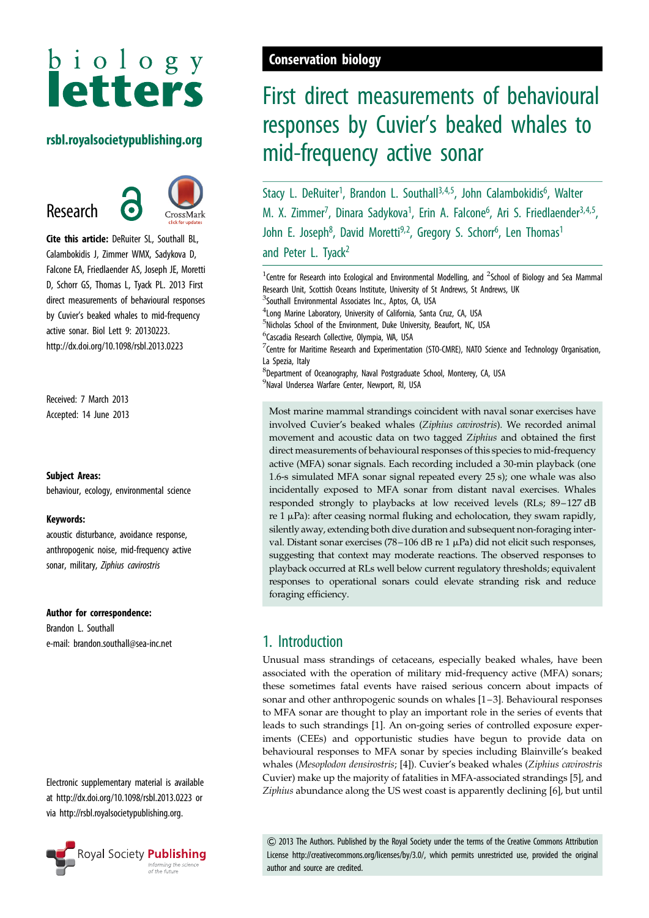biology letters

rsbl.royalsocietypublishing.org

Research

**Cite this article:** DeRuiter SL, Southall BL, Calambokidis J, Zimmer WMX, Sadykova D, Falcone EA, Friedlaender AS, Joseph JE, Moretti D, Schorr GS, Thomas L, Tyack PL. 2013 First direct measurements of behavioural responses by Cuvier's beaked whales to mid-frequency active sonar. Biol Lett 9: 20130223. http://dx.doi.org/10.1098/rsbl.2013.0223

Received: 7 March 2013
Accepted: 14 June 2013

**Subject Areas:**
behaviour, ecology, environmental science

**Keywords:**
acoustic disturbance, avoidance response, anthropogenic noise, mid-frequency active sonar, military, *Ziphius cavirostris*

**Author for correspondence:**
Brandon L. Southall
e-mail: brandon.southall@sea-inc.net

Electronic supplementary material is available at http://dx.doi.org/10.1098/rsbl.2013.0223 or via http://rsbl.royalsocietypublishing.org.

Conservation biology

# First direct measurements of behavioural responses by Cuvier's beaked whales to mid-frequency active sonar

Stacy L. DeRuiter[1], Brandon L. Southall[3,4,5], John Calambokidis[6], Walter M. X. Zimmer[7], Dinara Sadykova[1], Erin A. Falcone[6], Ari S. Friedlaender[3,4,5], John E. Joseph[8], David Moretti[9,2], Gregory S. Schorr[6], Len Thomas[1] and Peter L. Tyack[2]

[1]Centre for Research into Ecological and Environmental Modelling, and [2]School of Biology and Sea Mammal Research Unit, Scottish Oceans Institute, University of St Andrews, St Andrews, UK
[3]Southall Environmental Associates Inc., Aptos, CA, USA
[4]Long Marine Laboratory, University of California, Santa Cruz, CA, USA
[5]Nicholas School of the Environment, Duke University, Beaufort, NC, USA
[6]Cascadia Research Collective, Olympia, WA, USA
[7]Centre for Maritime Research and Experimentation (STO-CMRE), NATO Science and Technology Organisation, La Spezia, Italy
[8]Department of Oceanography, Naval Postgraduate School, Monterey, CA, USA
[9]Naval Undersea Warfare Center, Newport, RI, USA

Most marine mammal strandings coincident with naval sonar exercises have involved Cuvier's beaked whales (*Ziphius cavirostris*). We recorded animal movement and acoustic data on two tagged *Ziphius* and obtained the first direct measurements of behavioural responses of this species to mid-frequency active (MFA) sonar signals. Each recording included a 30-min playback (one 1.6-s simulated MFA sonar signal repeated every 25 s); one whale was also incidentally exposed to MFA sonar from distant naval exercises. Whales responded strongly to playbacks at low received levels (RLs; 89–127 dB re 1 μPa): after ceasing normal fluking and echolocation, they swam rapidly, silently away, extending both dive duration and subsequent non-foraging interval. Distant sonar exercises (78–106 dB re 1 μPa) did not elicit such responses, suggesting that context may moderate reactions. The observed responses to playback occurred at RLs well below current regulatory thresholds; equivalent responses to operational sonars could elevate stranding risk and reduce foraging efficiency.

## 1. Introduction

Unusual mass strandings of cetaceans, especially beaked whales, have been associated with the operation of military mid-frequency active (MFA) sonars; these sometimes fatal events have raised serious concern about impacts of sonar and other anthropogenic sounds on whales [1–3]. Behavioural responses to MFA sonar are thought to play an important role in the series of events that leads to such strandings [1]. An on-going series of controlled exposure experiments (CEEs) and opportunistic studies have begun to provide data on behavioural responses to MFA sonar by species including Blainville's beaked whales (*Mesoplodon densirostris*; [4]). Cuvier's beaked whales (*Ziphius cavirostris* Cuvier) make up the majority of fatalities in MFA-associated strandings [5], and *Ziphius* abundance along the US west coast is apparently declining [6], but until

© 2013 The Authors. Published by the Royal Society under the terms of the Creative Commons Attribution License http://creativecommons.org/licenses/by/3.0/, which permits unrestricted use, provided the original author and source are credited.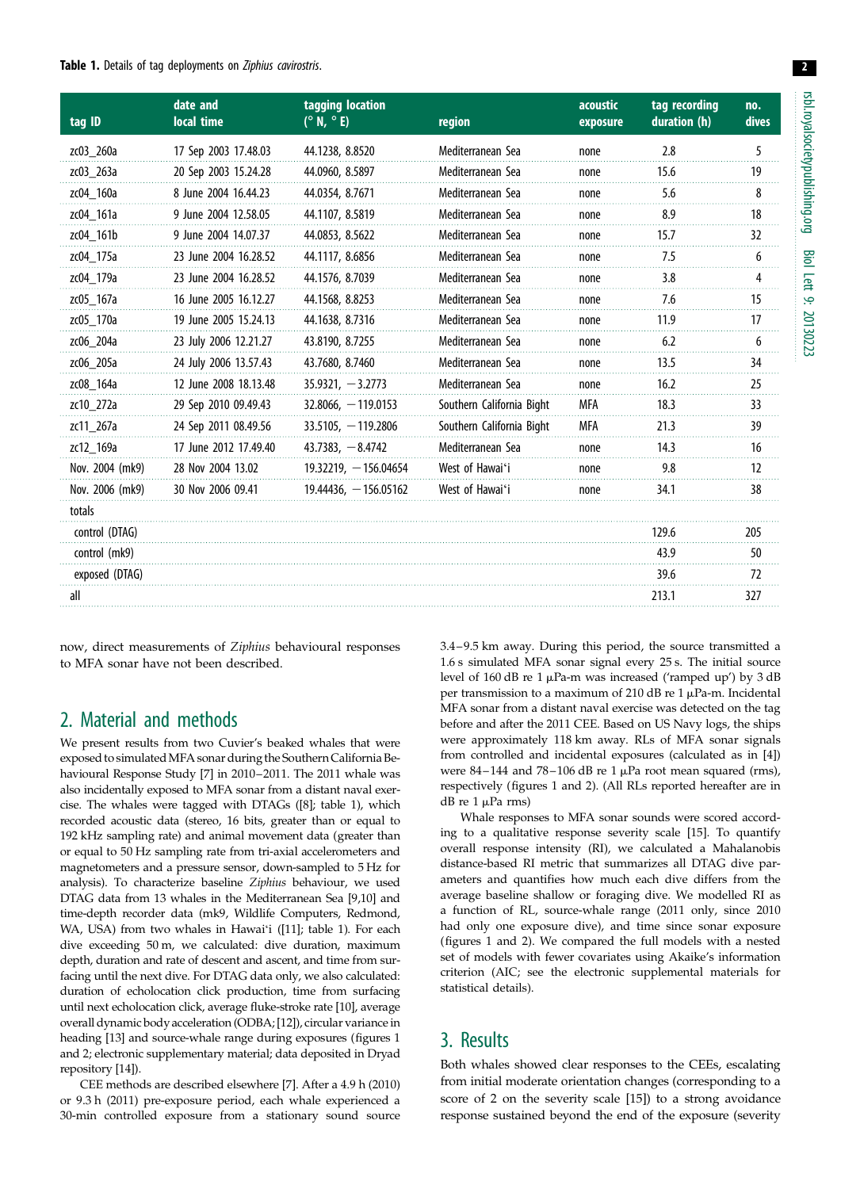**Table 1.** Details of tag deployments on *Ziphius cavirostris*.

| tag ID | date and local time | tagging location (° N, ° E) | region | acoustic exposure | tag recording duration (h) | no. dives |
|---|---|---|---|---|---|---|
| zc03_260a | 17 Sep 2003 17.48.03 | 44.1238, 8.8520 | Mediterranean Sea | none | 2.8 | 5 |
| zc03_263a | 20 Sep 2003 15.24.28 | 44.0960, 8.5897 | Mediterranean Sea | none | 15.6 | 19 |
| zc04_160a | 8 June 2004 16.44.23 | 44.0354, 8.7671 | Mediterranean Sea | none | 5.6 | 8 |
| zc04_161a | 9 June 2004 12.58.05 | 44.1107, 8.5819 | Mediterranean Sea | none | 8.9 | 18 |
| zc04_161b | 9 June 2004 14.07.37 | 44.0853, 8.5622 | Mediterranean Sea | none | 15.7 | 32 |
| zc04_175a | 23 June 2004 16.28.52 | 44.1117, 8.6856 | Mediterranean Sea | none | 7.5 | 6 |
| zc04_179a | 23 June 2004 16.28.52 | 44.1576, 8.7039 | Mediterranean Sea | none | 3.8 | 4 |
| zc05_167a | 16 June 2005 16.12.27 | 44.1568, 8.8253 | Mediterranean Sea | none | 7.6 | 15 |
| zc05_170a | 19 June 2005 15.24.13 | 44.1638, 8.7316 | Mediterranean Sea | none | 11.9 | 17 |
| zc06_204a | 23 July 2006 12.21.27 | 43.8190, 8.7255 | Mediterranean Sea | none | 6.2 | 6 |
| zc06_205a | 24 July 2006 13.57.43 | 43.7680, 8.7460 | Mediterranean Sea | none | 13.5 | 34 |
| zc08_164a | 12 June 2008 18.13.48 | 35.9321, −3.2773 | Mediterranean Sea | none | 16.2 | 25 |
| zc10_272a | 29 Sep 2010 09.49.43 | 32.8066, −119.0153 | Southern California Bight | MFA | 18.3 | 33 |
| zc11_267a | 24 Sep 2011 08.49.56 | 33.5105, −119.2806 | Southern California Bight | MFA | 21.3 | 39 |
| zc12_169a | 17 June 2012 17.49.40 | 43.7383, −8.4742 | Mediterranean Sea | none | 14.3 | 16 |
| Nov. 2004 (mk9) | 28 Nov 2004 13.02 | 19.32219, −156.04654 | West of Hawai'i | none | 9.8 | 12 |
| Nov. 2006 (mk9) | 30 Nov 2006 09.41 | 19.44436, −156.05162 | West of Hawai'i | none | 34.1 | 38 |
| totals | | | | | | |
| control (DTAG) | | | | | 129.6 | 205 |
| control (mk9) | | | | | 43.9 | 50 |
| exposed (DTAG) | | | | | 39.6 | 72 |
| all | | | | | 213.1 | 327 |

now, direct measurements of *Ziphius* behavioural responses to MFA sonar have not been described.

## 2. Material and methods

We present results from two Cuvier's beaked whales that were exposed to simulated MFA sonar during the Southern California Behavioural Response Study [7] in 2010–2011. The 2011 whale was also incidentally exposed to MFA sonar from a distant naval exercise. The whales were tagged with DTAGs ([8]; table 1), which recorded acoustic data (stereo, 16 bits, greater than or equal to 192 kHz sampling rate) and animal movement data (greater than or equal to 50 Hz sampling rate from tri-axial accelerometers and magnetometers and a pressure sensor, down-sampled to 5 Hz for analysis). To characterize baseline *Ziphius* behaviour, we used DTAG data from 13 whales in the Mediterranean Sea [9,10] and time-depth recorder data (mk9, Wildlife Computers, Redmond, WA, USA) from two whales in Hawai'i ([11]; table 1). For each dive exceeding 50 m, we calculated: dive duration, maximum depth, duration and rate of descent and ascent, and time from surfacing until the next dive. For DTAG data only, we also calculated: duration of echolocation click production, time from surfacing until next echolocation click, average fluke-stroke rate [10], average overall dynamic body acceleration (ODBA; [12]), circular variance in heading [13] and source-whale range during exposures (figures 1 and 2; electronic supplementary material; data deposited in Dryad repository [14]).

CEE methods are described elsewhere [7]. After a 4.9 h (2010) or 9.3 h (2011) pre-exposure period, each whale experienced a 30-min controlled exposure from a stationary sound source 3.4–9.5 km away. During this period, the source transmitted a 1.6 s simulated MFA sonar signal every 25 s. The initial source level of 160 dB re 1 μPa-m was increased ('ramped up') by 3 dB per transmission to a maximum of 210 dB re 1 μPa-m. Incidental MFA sonar from a distant naval exercise was detected on the tag before and after the 2011 CEE. Based on US Navy logs, the ships were approximately 118 km away. RLs of MFA sonar signals from controlled and incidental exposures (calculated as in [4]) were 84–144 and 78–106 dB re 1 μPa root mean squared (rms), respectively (figures 1 and 2). (All RLs reported hereafter are in dB re 1 μPa rms)

Whale responses to MFA sonar sounds were scored according to a qualitative response severity scale [15]. To quantify overall response intensity (RI), we calculated a Mahalanobis distance-based RI metric that summarizes all DTAG dive parameters and quantifies how much each dive differs from the average baseline shallow or foraging dive. We modelled RI as a function of RL, source-whale range (2011 only, since 2010 had only one exposure dive), and time since sonar exposure (figures 1 and 2). We compared the full models with a nested set of models with fewer covariates using Akaike's information criterion (AIC; see the electronic supplemental materials for statistical details).

## 3. Results

Both whales showed clear responses to the CEEs, escalating from initial moderate orientation changes (corresponding to a score of 2 on the severity scale [15]) to a strong avoidance response sustained beyond the end of the exposure (severity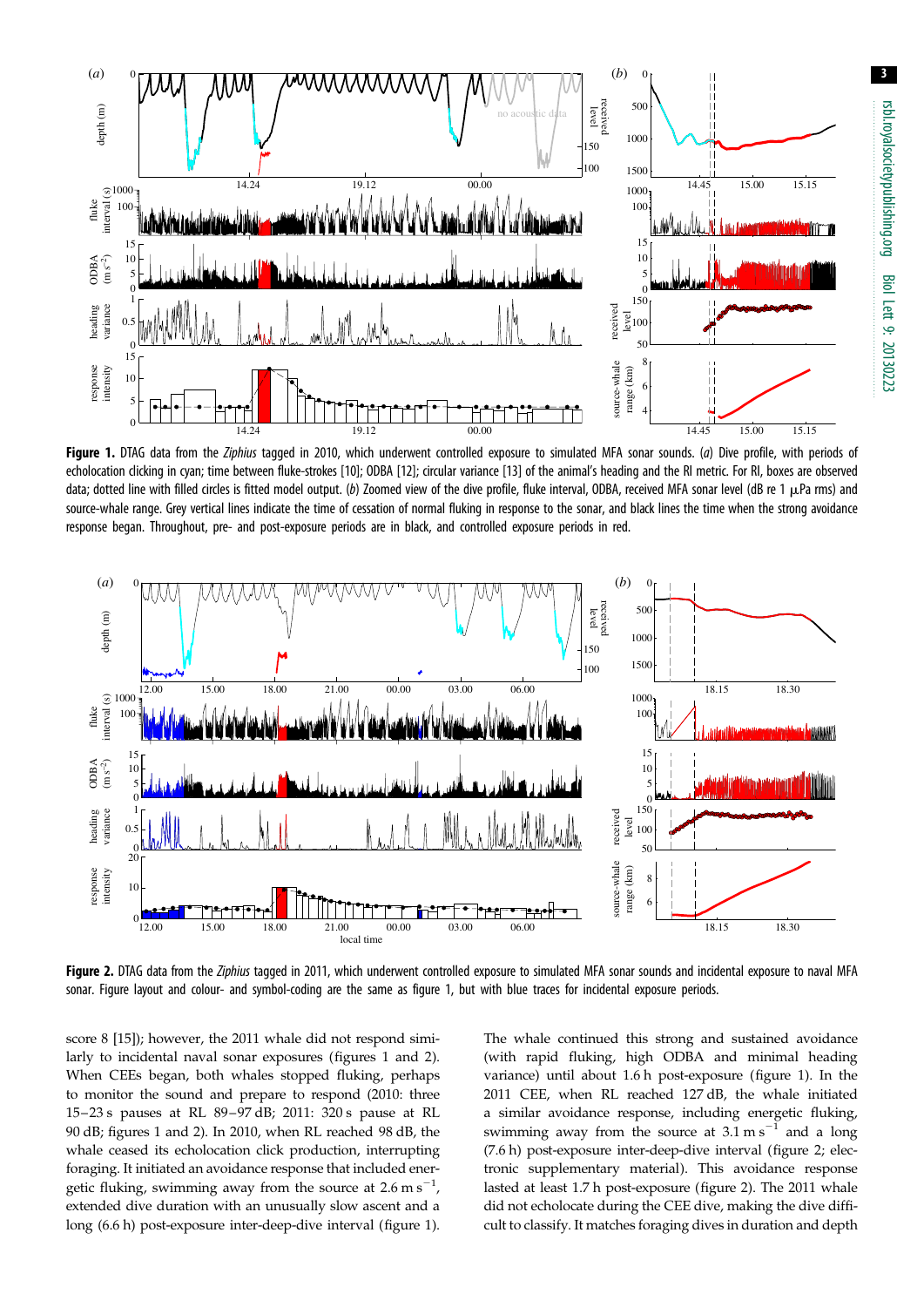**Figure 1.** DTAG data from the *Ziphius* tagged in 2010, which underwent controlled exposure to simulated MFA sonar sounds. (*a*) Dive profile, with periods of echolocation clicking in cyan; time between fluke-strokes [10]; ODBA [12]; circular variance [13] of the animal's heading and the RI metric. For RI, boxes are observed data; dotted line with filled circles is fitted model output. (*b*) Zoomed view of the dive profile, fluke interval, ODBA, received MFA sonar level (dB re 1 μPa rms) and source-whale range. Grey vertical lines indicate the time of cessation of normal fluking in response to the sonar, and black lines the time when the strong avoidance response began. Throughout, pre- and post-exposure periods are in black, and controlled exposure periods in red.

**Figure 2.** DTAG data from the *Ziphius* tagged in 2011, which underwent controlled exposure to simulated MFA sonar sounds and incidental exposure to naval MFA sonar. Figure layout and colour- and symbol-coding are the same as figure 1, but with blue traces for incidental exposure periods.

score 8 [15]); however, the 2011 whale did not respond similarly to incidental naval sonar exposures (figures 1 and 2). When CEEs began, both whales stopped fluking, perhaps to monitor the sound and prepare to respond (2010: three 15–23 s pauses at RL 89–97 dB; 2011: 320 s pause at RL 90 dB; figures 1 and 2). In 2010, when RL reached 98 dB, the whale ceased its echolocation click production, interrupting foraging. It initiated an avoidance response that included energetic fluking, swimming away from the source at 2.6 m s$^{-1}$, extended dive duration with an unusually slow ascent and a long (6.6 h) post-exposure inter-deep-dive interval (figure 1). The whale continued this strong and sustained avoidance (with rapid fluking, high ODBA and minimal heading variance) until about 1.6 h post-exposure (figure 1). In the 2011 CEE, when RL reached 127 dB, the whale initiated a similar avoidance response, including energetic fluking, swimming away from the source at 3.1 m s$^{-1}$ and a long (7.6 h) post-exposure inter-deep-dive interval (figure 2; electronic supplementary material). This avoidance response lasted at least 1.7 h post-exposure (figure 2). The 2011 whale did not echolocate during the CEE dive, making the dive difficult to classify. It matches foraging dives in duration and depth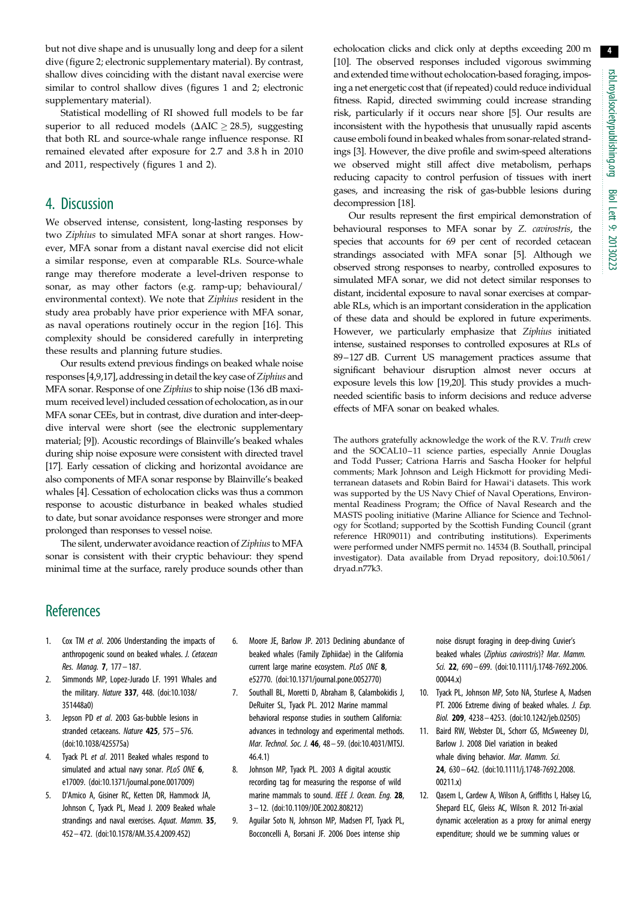but not dive shape and is unusually long and deep for a silent dive (figure 2; electronic supplementary material). By contrast, shallow dives coinciding with the distant naval exercise were similar to control shallow dives (figures 1 and 2; electronic supplementary material).

Statistical modelling of RI showed full models to be far superior to all reduced models ($\Delta AIC \geq 28.5$), suggesting that both RL and source-whale range influence response. RI remained elevated after exposure for 2.7 and 3.8 h in 2010 and 2011, respectively (figures 1 and 2).

## 4. Discussion

We observed intense, consistent, long-lasting responses by two *Ziphius* to simulated MFA sonar at short ranges. However, MFA sonar from a distant naval exercise did not elicit a similar response, even at comparable RLs. Source-whale range may therefore moderate a level-driven response to sonar, as may other factors (e.g. ramp-up; behavioural/environmental context). We note that *Ziphius* resident in the study area probably have prior experience with MFA sonar, as naval operations routinely occur in the region [16]. This complexity should be considered carefully in interpreting these results and planning future studies.

Our results extend previous findings on beaked whale noise responses [4,9,17], addressing in detail the key case of *Ziphius* and MFA sonar. Response of one *Ziphius* to ship noise (136 dB maximum received level) included cessation of echolocation, as in our MFA sonar CEEs, but in contrast, dive duration and inter-deep-dive interval were short (see the electronic supplementary material; [9]). Acoustic recordings of Blainville's beaked whales during ship noise exposure were consistent with directed travel [17]. Early cessation of clicking and horizontal avoidance are also components of MFA sonar response by Blainville's beaked whales [4]. Cessation of echolocation clicks was thus a common response to acoustic disturbance in beaked whales studied to date, but sonar avoidance responses were stronger and more prolonged than responses to vessel noise.

The silent, underwater avoidance reaction of *Ziphius* to MFA sonar is consistent with their cryptic behaviour: they spend minimal time at the surface, rarely produce sounds other than echolocation clicks and click only at depths exceeding 200 m [10]. The observed responses included vigorous swimming and extended time without echolocation-based foraging, imposing a net energetic cost that (if repeated) could reduce individual fitness. Rapid, directed swimming could increase stranding risk, particularly if it occurs near shore [5]. Our results are inconsistent with the hypothesis that unusually rapid ascents cause emboli found in beaked whales from sonar-related strandings [3]. However, the dive profile and swim-speed alterations we observed might still affect dive metabolism, perhaps reducing capacity to control perfusion of tissues with inert gases, and increasing the risk of gas-bubble lesions during decompression [18].

Our results represent the first empirical demonstration of behavioural responses to MFA sonar by *Z. cavirostris*, the species that accounts for 69 per cent of recorded cetacean strandings associated with MFA sonar [5]. Although we observed strong responses to nearby, controlled exposures to simulated MFA sonar, we did not detect similar responses to distant, incidental exposure to naval sonar exercises at comparable RLs, which is an important consideration in the application of these data and should be explored in future experiments. However, we particularly emphasize that *Ziphius* initiated intense, sustained responses to controlled exposures at RLs of 89–127 dB. Current US management practices assume that significant behaviour disruption almost never occurs at exposure levels this low [19,20]. This study provides a much-needed scientific basis to inform decisions and reduce adverse effects of MFA sonar on beaked whales.

The authors gratefully acknowledge the work of the R.V. *Truth* crew and the SOCAL10–11 science parties, especially Annie Douglas and Todd Pusser; Catriona Harris and Sascha Hooker for helpful comments; Mark Johnson and Leigh Hickmott for providing Mediterranean datasets and Robin Baird for Hawai'i datasets. This work was supported by the US Navy Chief of Naval Operations, Environmental Readiness Program; the Office of Naval Research and the MASTS pooling initiative (Marine Alliance for Science and Technology for Scotland; supported by the Scottish Funding Council (grant reference HR09011) and contributing institutions). Experiments were performed under NMFS permit no. 14534 (B. Southall, principal investigator). Data available from Dryad repository, doi:10.5061/dryad.n77k3.

## References

1. Cox TM *et al*. 2006 Understanding the impacts of anthropogenic sound on beaked whales. *J. Cetacean Res. Manag.* **7**, 177–187.
2. Simmonds MP, Lopez-Jurado LF. 1991 Whales and the military. *Nature* **337**, 448. (doi:10.1038/351448a0)
3. Jepson PD *et al*. 2003 Gas-bubble lesions in stranded cetaceans. *Nature* **425**, 575–576. (doi:10.1038/425575a)
4. Tyack PL *et al*. 2011 Beaked whales respond to simulated and actual navy sonar. *PLoS ONE* **6**, e17009. (doi:10.1371/journal.pone.0017009)
5. D'Amico A, Gisiner RC, Ketten DR, Hammock JA, Johnson C, Tyack PL, Mead J. 2009 Beaked whale strandings and naval exercises. *Aquat. Mamm.* **35**, 452–472. (doi:10.1578/AM.35.4.2009.452)
6. Moore JE, Barlow JP. 2013 Declining abundance of beaked whales (Family Ziphiidae) in the California current large marine ecosystem. *PLoS ONE* **8**, e52770. (doi:10.1371/journal.pone.0052770)
7. Southall BL, Moretti D, Abraham B, Calambokidis J, DeRuiter SL, Tyack PL. 2012 Marine mammal behavioral response studies in southern California: advances in technology and experimental methods. *Mar. Technol. Soc. J.* **46**, 48–59. (doi:10.4031/MTSJ.46.4.1)
8. Johnson MP, Tyack PL. 2003 A digital acoustic recording tag for measuring the response of wild marine mammals to sound. *IEEE J. Ocean. Eng.* **28**, 3–12. (doi:10.1109/JOE.2002.808212)
9. Aguilar Soto N, Johnson MP, Madsen PT, Tyack PL, Bocconcelli A, Borsani JF. 2006 Does intense ship noise disrupt foraging in deep-diving Cuvier's beaked whales (*Ziphius cavirostris*)? *Mar. Mamm. Sci.* **22**, 690–699. (doi:10.1111/j.1748-7692.2006.00044.x)
10. Tyack PL, Johnson MP, Soto NA, Sturlese A, Madsen PT. 2006 Extreme diving of beaked whales. *J. Exp. Biol.* **209**, 4238–4253. (doi:10.1242/jeb.02505)
11. Baird RW, Webster DL, Schorr GS, McSweeney DJ, Barlow J. 2008 Diel variation in beaked whale diving behavior. *Mar. Mamm. Sci.* **24**, 630–642. (doi:10.1111/j.1748-7692.2008.00211.x)
12. Qasem L, Cardew A, Wilson A, Griffiths I, Halsey LG, Shepard ELC, Gleiss AC, Wilson R. 2012 Tri-axial dynamic acceleration as a proxy for animal energy expenditure; should we be summing values or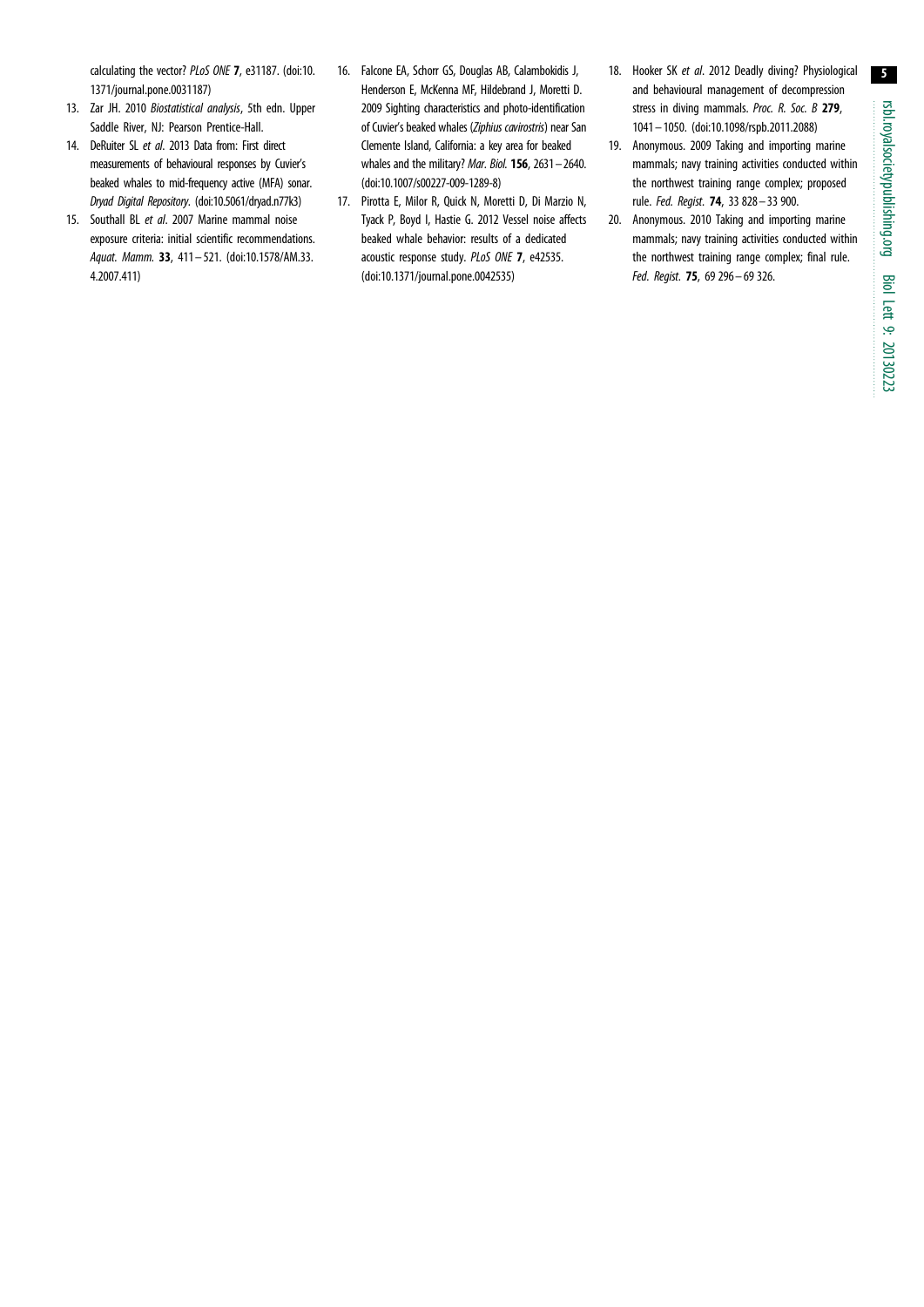calculating the vector? *PLoS ONE* **7**, e31187. (doi:10.1371/journal.pone.0031187)

13. Zar JH. 2010 *Biostatistical analysis*, 5th edn. Upper Saddle River, NJ: Pearson Prentice-Hall.
14. DeRuiter SL *et al*. 2013 Data from: First direct measurements of behavioural responses by Cuvier's beaked whales to mid-frequency active (MFA) sonar. *Dryad Digital Repository*. (doi:10.5061/dryad.n77k3)
15. Southall BL *et al*. 2007 Marine mammal noise exposure criteria: initial scientific recommendations. *Aquat. Mamm.* **33**, 411–521. (doi:10.1578/AM.33.4.2007.411)
16. Falcone EA, Schorr GS, Douglas AB, Calambokidis J, Henderson E, McKenna MF, Hildebrand J, Moretti D. 2009 Sighting characteristics and photo-identification of Cuvier's beaked whales (*Ziphius cavirostris*) near San Clemente Island, California: a key area for beaked whales and the military? *Mar. Biol.* **156**, 2631–2640. (doi:10.1007/s00227-009-1289-8)
17. Pirotta E, Milor R, Quick N, Moretti D, Di Marzio N, Tyack P, Boyd I, Hastie G. 2012 Vessel noise affects beaked whale behavior: results of a dedicated acoustic response study. *PLoS ONE* **7**, e42535. (doi:10.1371/journal.pone.0042535)
18. Hooker SK *et al*. 2012 Deadly diving? Physiological and behavioural management of decompression stress in diving mammals. *Proc. R. Soc. B* **279**, 1041–1050. (doi:10.1098/rspb.2011.2088)
19. Anonymous. 2009 Taking and importing marine mammals; navy training activities conducted within the northwest training range complex; proposed rule. *Fed. Regist.* **74**, 33 828–33 900.
20. Anonymous. 2010 Taking and importing marine mammals; navy training activities conducted within the northwest training range complex; final rule. *Fed. Regist.* **75**, 69 296–69 326.